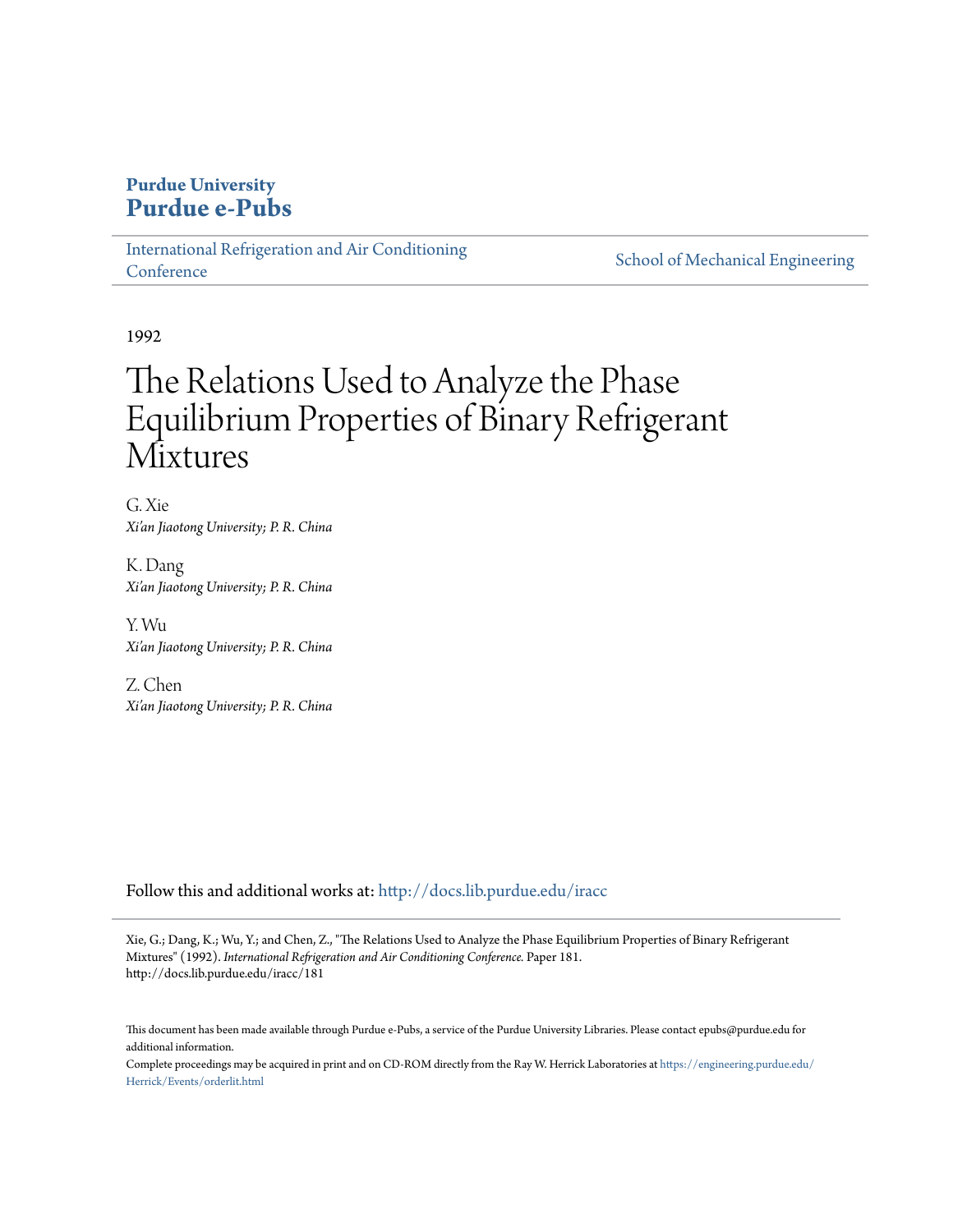Purdue University
**Purdue e-Pubs**

International Refrigeration and Air Conditioning Conference

School of Mechanical Engineering

1992

# The Relations Used to Analyze the Phase Equilibrium Properties of Binary Refrigerant Mixtures

G. Xie
*Xi'an Jiaotong University; P. R. China*

K. Dang
*Xi'an Jiaotong University; P. R. China*

Y. Wu
*Xi'an Jiaotong University; P. R. China*

Z. Chen
*Xi'an Jiaotong University; P. R. China*

Follow this and additional works at: http://docs.lib.purdue.edu/iracc

Xie, G.; Dang, K.; Wu, Y.; and Chen, Z., "The Relations Used to Analyze the Phase Equilibrium Properties of Binary Refrigerant Mixtures" (1992). *International Refrigeration and Air Conditioning Conference.* Paper 181.
http://docs.lib.purdue.edu/iracc/181

This document has been made available through Purdue e-Pubs, a service of the Purdue University Libraries. Please contact epubs@purdue.edu for additional information.

Complete proceedings may be acquired in print and on CD-ROM directly from the Ray W. Herrick Laboratories at https://engineering.purdue.edu/Herrick/Events/orderlit.html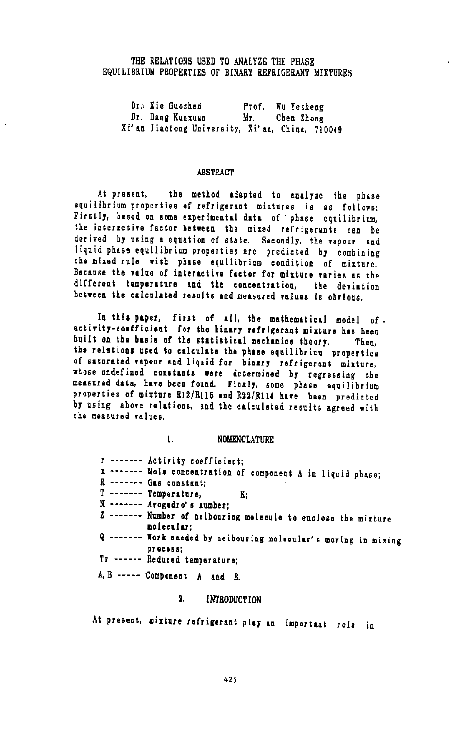# THE RELATIONS USED TO ANALYZE THE PHASE EQUILIBRIUM PROPERTIES OF BINARY REFRIGERANT MIXTURES

Dr. Xie Guozhen  Prof. Wu Yezheng
Dr. Dang Kunxuan  Mr. Chen Zhong
Xi'an Jiaotong University, Xi'an, China, 710049

## ABSTRACT

At present, the method adapted to analyze the phase equilibrium properties of refrigerant mixtures is as follows: Firstly, based on some experimental data of phase equilibrium, the interactive factor between the mixed refrigerants can be derived by using a equation of state. Secondly, the vapour and liquid phase equilibrium properties are predicted by combining the mixed rule with phase equilibrium condition of mixture. Because the value of interactive factor for mixture varies as the different temperature and the concentration, the deviation between the calculated results and measured values is obvious.

In this paper, first of all, the mathematical model of activity-coefficient for the binary refrigerant mixture has been built on the basis of the statistical mechanics theory. Then, the relations used to calculate the phase equilibrium properties of saturated vapour and liquid for binary refrigerant mixture, whose undefined constants were determined by regressing the measured data, have been found. Finaly, some phase equilibrium properties of mixture R12/R115 and R22/R114 have been predicted by using above relations, and the calculated results agreed with the measured values.

## 1. NOMENCLATURE

- r ------- Activity coefficient;
- x ------- Mole concentration of component A in liquid phase;
- R ------- Gas constant;
- T ------- Temperature, K;
- N ------- Avogadro's number;
- Z ------- Number of neibouring molecule to enclose the mixture molecular;
- Q ------- Work needed by neibouring molecular's moving in mixing process;
- Tr ------ Reduced temperature;
- A, B ----- Component A and B.

## 2. INTRODUCTION

At present, mixture refrigerant play an important role in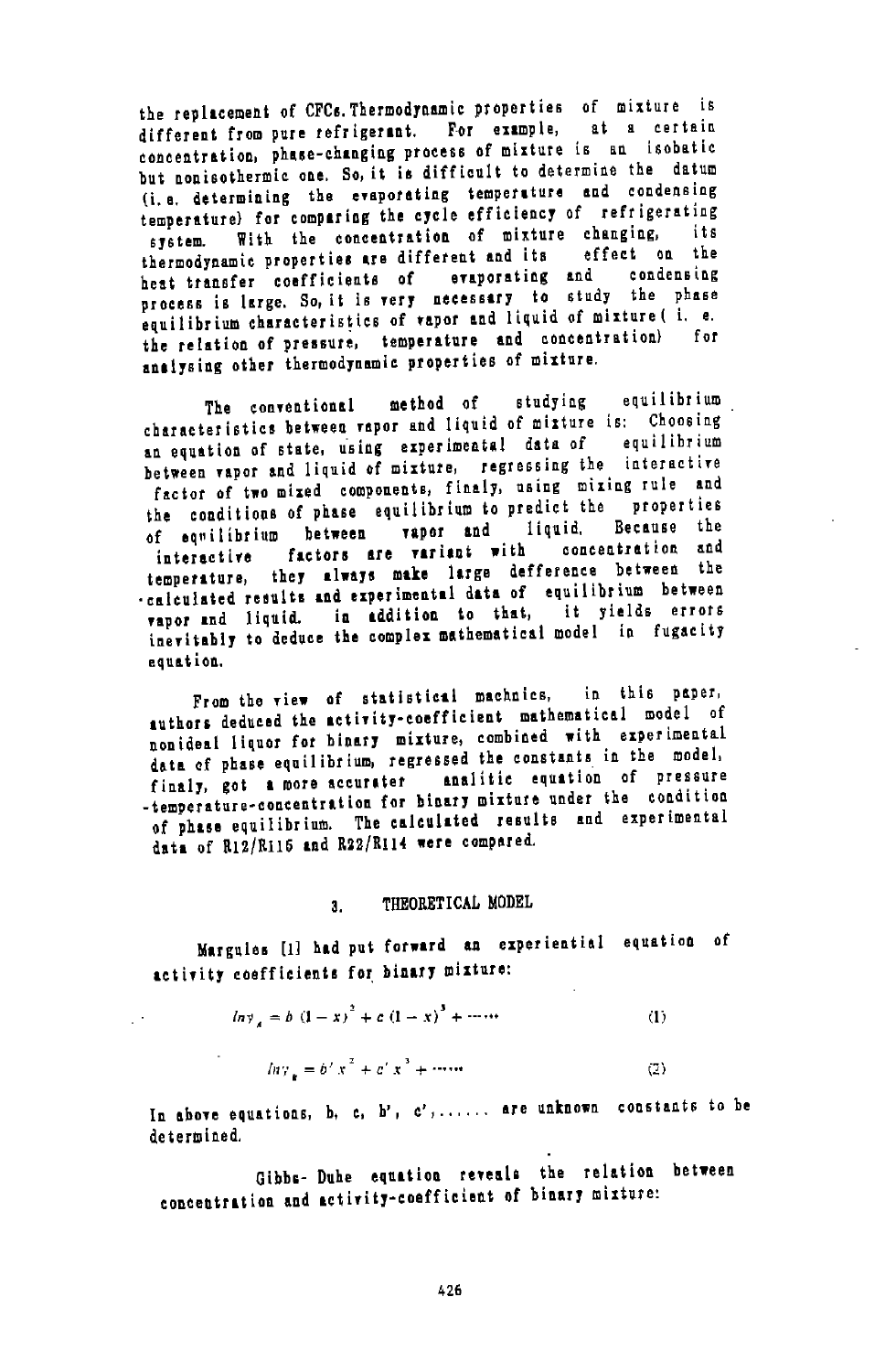the replacement of CFCs. Thermodynamic properties of mixture is different from pure refrigerant. For example, at a certain concentration, phase-changing process of mixture is an isobatic but nonisothermic one. So, it is difficult to determine the datum (i. e. determining the evaporating temperature and condensing temperature) for comparing the cycle efficiency of refrigerating system. With the concentration of mixture changing, its thermodynamic properties are different and its effect on the heat transfer coefficients of evaporating and condensing process is large. So, it is very necessary to study the phase equilibrium characteristics of vapor and liquid of mixture ( i. e. the relation of pressure, temperature and concentration) for analysing other thermodynamic properties of mixture.

The conventional method of studying equilibrium characteristics between vapor and liquid of mixture is: Choosing an equation of state, using experimental data of equilibrium between vapor and liquid of mixture, regressing the interactive factor of two mixed components, finaly, using mixing rule and the conditions of phase equilibrium to predict the properties of equilibrium between vapor and liquid. Because the interactive factors are variant with concentration and temperature, they always make large defference between the calculated results and experimental data of equilibrium between vapor and liquid. in addition to that, it yields errors inevitably to deduce the complex mathematical model in fugacity equation.

From the view of statistical machnics, in this paper, authors deduced the activity-coefficient mathematical model of nonideal liquor for binary mixture, combined with experimental data of phase equilibrium, regressed the constants in the model, finaly, got a more accurater analitic equation of pressure -temperature-concentration for binary mixture under the condition of phase equilibrium. The calculated results and experimental data of R12/R115 and R22/R114 were compared.

## 3. THEORETICAL MODEL

Margules [1] had put forward an experiential equation of activity coefficients for binary mixture:

$$ln\gamma_A = b\,(1-x)^2 + c\,(1-x)^3 + \cdots\cdots \qquad (1)$$

$$ln\gamma_B = b'\,x^2 + c'\,x^3 + \cdots\cdots \qquad (2)$$

In above equations, b, c, b', c', ...... are unknown constants to be determined.

Gibbs- Duhe equation reveals the relation between concentration and activity-coefficient of binary mixture: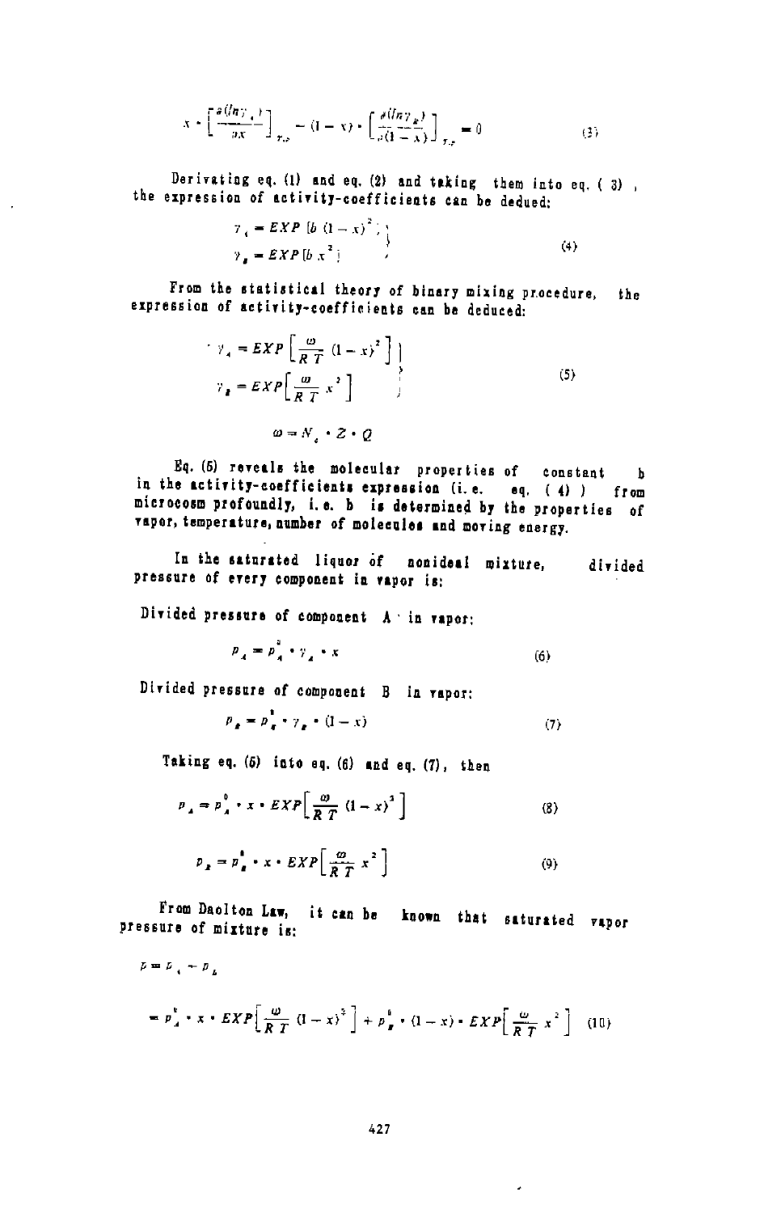$$x \cdot \left[\frac{\partial (\ln \gamma_A)}{\partial x}\right]_{T,P} - (1-x) \cdot \left[\frac{\partial (\ln \gamma_B)}{\partial (1-x)}\right]_{T,P} = 0 \tag{3}$$

Derivating eq. (1) and eq. (2) and taking them into eq. ( 3) , the expression of activity-coefficients can be dedued:

$$\left.\begin{aligned} \gamma_A &= EXP\left[b\,(1-x)^2\right] \\ \gamma_B &= EXP\left[b\,x^2\right] \end{aligned}\right\} \tag{4}$$

From the statistical theory of binary mixing procedure, the expression of activity-coefficients can be deduced:

$$\left.\begin{aligned} \gamma_A &= EXP\left[\frac{\omega}{RT}(1-x)^2\right] \\ \gamma_B &= EXP\left[\frac{\omega}{RT}x^2\right] \end{aligned}\right\} \tag{5}$$

$$\omega = N_A \cdot Z \cdot Q$$

Eq. (5) reveals the molecular properties of constant b in the activity-coefficients expression (i. e. eq. ( 4) ) from microcosm profoundly, i. e. b is determined by the properties of vapor, temperature, number of molecules and moving energy.

In the saturated liquor of nonideal mixture, divided pressure of every component in vapor is:

Divided pressure of component A in vapor:

$$p_A = p_A^0 \cdot \gamma_A \cdot x \tag{6}$$

Divided pressure of component B in vapor:

$$p_B = p_B^0 \cdot \gamma_B \cdot (1-x) \tag{7}$$

Taking eq. (5) into eq. (6) and eq. (7), then

$$p_A = p_A^0 \cdot x \cdot EXP\left[\frac{\omega}{RT}(1-x)^2\right] \tag{8}$$

$$p_B = p_B^0 \cdot x \cdot EXP\left[\frac{\omega}{RT}x^2\right] \tag{9}$$

From Daolton Law, it can be known that saturated vapor pressure of mixture is:

$$p = p_A + p_B$$

$$= p_A^0 \cdot x \cdot EXP\left[\frac{\omega}{RT}(1-x)^2\right] + p_B^0 \cdot (1-x) \cdot EXP\left[\frac{\omega}{RT}x^2\right] \tag{10}$$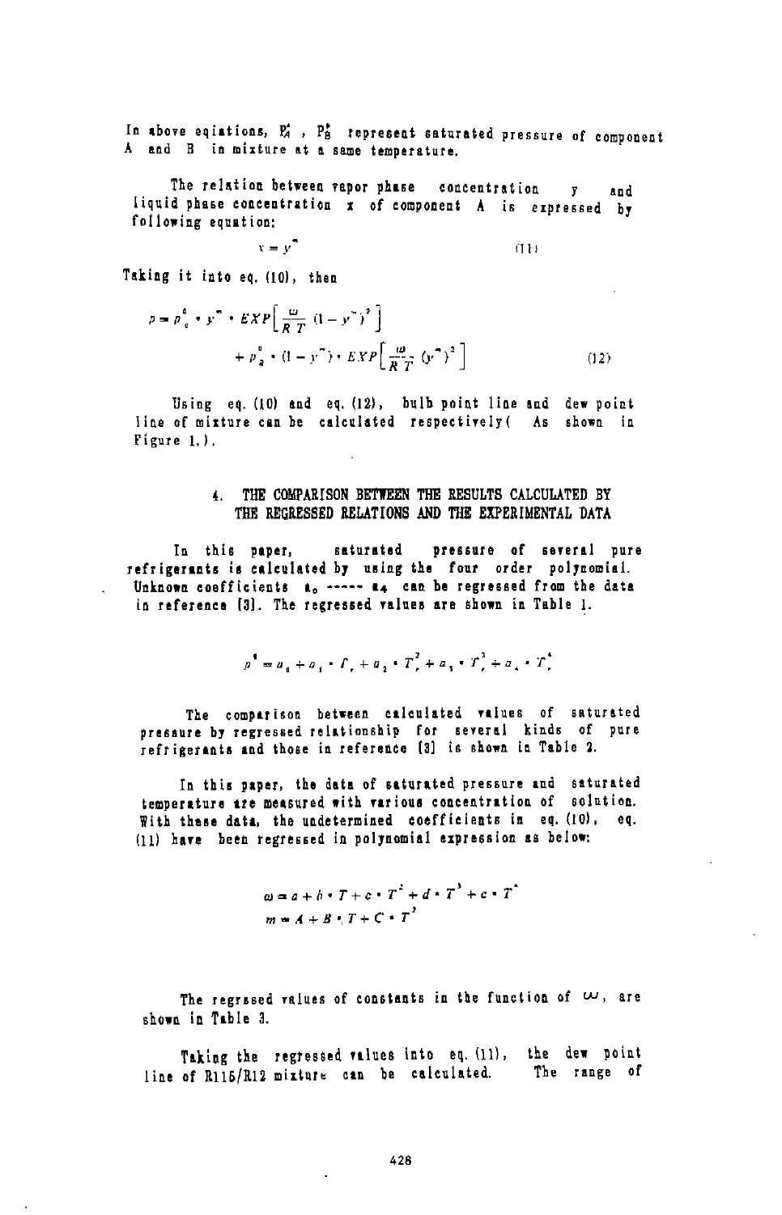In above eqiations, $P_A^s$ , $P_B^s$ represent saturated pressure of component A and B in mixture at a same temperature.

The relation between vapor phase concentration y and liquid phase concentration x of component A is expressed by following equation:

$$x = y^m \tag{11}$$

Taking it into eq. (10), then

$$p = p_A^s \cdot y^m \cdot EXP\left[\frac{\omega}{RT}(1-y^m)^2\right] + p_B^s \cdot (1-y^m) \cdot EXP\left[\frac{\omega}{RT}(y^m)^2\right] \tag{12}$$

Using eq. (10) and eq. (12), bulb point line and dew point line of mixture can be calculated respectively( As shown in Figure 1.).

## 4. THE COMPARISON BETWEEN THE RESULTS CALCULATED BY THE REGRESSED RELATIONS AND THE EXPERIMENTAL DATA

In this paper, saturated pressure of several pure refrigerants is calculated by using the four order polynomial. Unknown coefficients $a_0$ ----- $a_4$ can be regressed from the data in reference [3]. The regressed values are shown in Table 1.

$$p^s = a_0 + a_1 \cdot T_r + a_2 \cdot T_r^2 + a_3 \cdot T_r^3 + a_4 \cdot T_r^4$$

The comparison between calculated values of saturated pressure by regressed relationship for several kinds of pure refrigerants and those in reference [3] is shown in Table 2.

In this paper, the data of saturated pressure and saturated temperature are measured with various concentration of solution. With these data, the undetermined coefficients in eq. (10), eq. (11) have been regressed in polynomial expression as below:

$$\omega = a + b \cdot T + c \cdot T^2 + d \cdot T^3 + e \cdot T^4$$
$$m = A + B \cdot T + C \cdot T^2$$

The regrssed values of constants in the function of $\omega$, are shown in Table 3.

Taking the regressed values into eq. (11), the dew point line of R115/R12 mixture can be calculated. The range of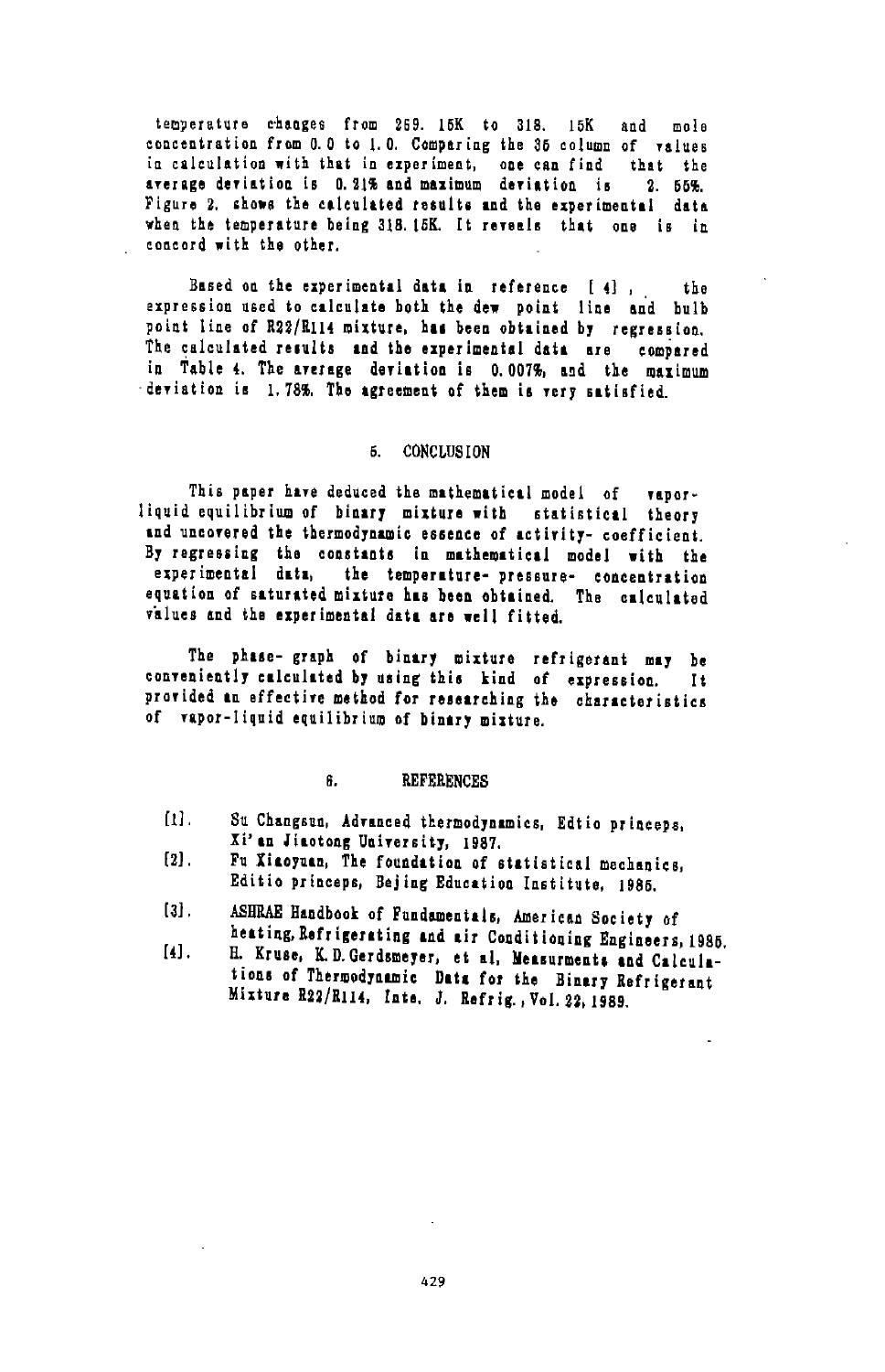temperature changes from 269. 15K to 318. 15K and mole concentration from 0.0 to 1.0. Comparing the 35 column of values in calculation with that in experiment, one can find that the average deviation is 0.21% and maximum deviation is 2.55%. Figure 2. shows the calculated results and the experimental data when the temperature being 318.15K. It reveals that one is in concord with the other.

Based on the experimental data in reference [4], the expression used to calculate both the dew point line and bulb point line of R22/R114 mixture, has been obtained by regression. The calculated results and the experimental data are compared in Table 4. The average deviation is 0.007%, and the maximum deviation is 1.78%. The agreement of them is very satisfied.

## 5. CONCLUSION

This paper have deduced the mathematical model of vapor-liquid equilibrium of binary mixture with statistical theory and uncovered the thermodynamic essence of activity- coefficient. By regressing the constants in mathematical model with the experimental data, the temperature- pressure- concentration equation of saturated mixture has been obtained. The calculated values and the experimental data are well fitted.

The phase- graph of binary mixture refrigerant may be conveniently calculated by using this kind of expression. It provided an effective method for researching the characteristics of vapor-liquid equilibrium of binary mixture.

## 6. REFERENCES

[1]. Su Changsun, Advanced thermodynamics, Edtio princeps, Xi'an Jiaotong University, 1987.

[2]. Fu Xiaoyuan, The foundation of statistical mechanics, Editio princeps, Bejing Education Institute, 1986.

[3]. ASHRAE Handbook of Fundamentals, American Society of heating, Refrigerating and air Conditioning Engineers, 1985.

[4]. H. Kruse, K.D. Gerdsmeyer, et al, Measurments and Calculations of Thermodynamic Data for the Binary Refrigerant Mixture R22/R114, Inte. J. Refrig., Vol. 22, 1989.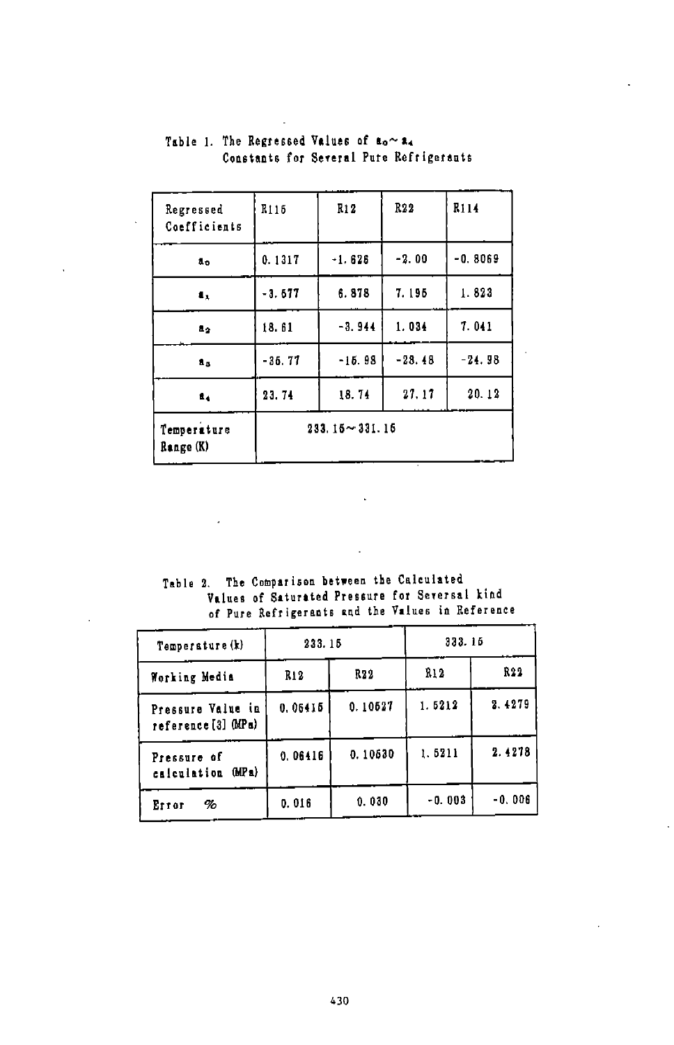Table 1. The Regressed Values of $a_0 \sim a_4$ Constants for Several Pure Refrigerants

| Regressed Coefficients | R115 | R12 | R22 | R114 |
|---|---|---|---|---|
| $a_0$ | 0.1317 | -1.626 | -2.00 | -0.8069 |
| $a_1$ | -3.577 | 6.878 | 7.195 | 1.823 |
| $a_2$ | 18.61 | -3.944 | 1.034 | 7.041 |
| $a_3$ | -36.77 | -15.98 | -28.48 | -24.98 |
| $a_4$ | 23.74 | 18.74 | 27.17 | 20.12 |
| Temperature Range (K) | 233.15～331.16 | | | |

Table 2. The Comparison between the Calculated Values of Saturated Pressure for Seversal kind of Pure Refrigerants and the Values in Reference

| Temperature (k) | 233.15 | | 333.15 | |
|---|---|---|---|---|
| Working Media | R12 | R22 | R12 | R22 |
| Pressure Value in reference [3] (MPa) | 0.06415 | 0.10527 | 1.5212 | 2.4279 |
| Pressure of calculation (MPa) | 0.06416 | 0.10530 | 1.5211 | 2.4278 |
| Error % | 0.016 | 0.030 | -0.003 | -0.006 |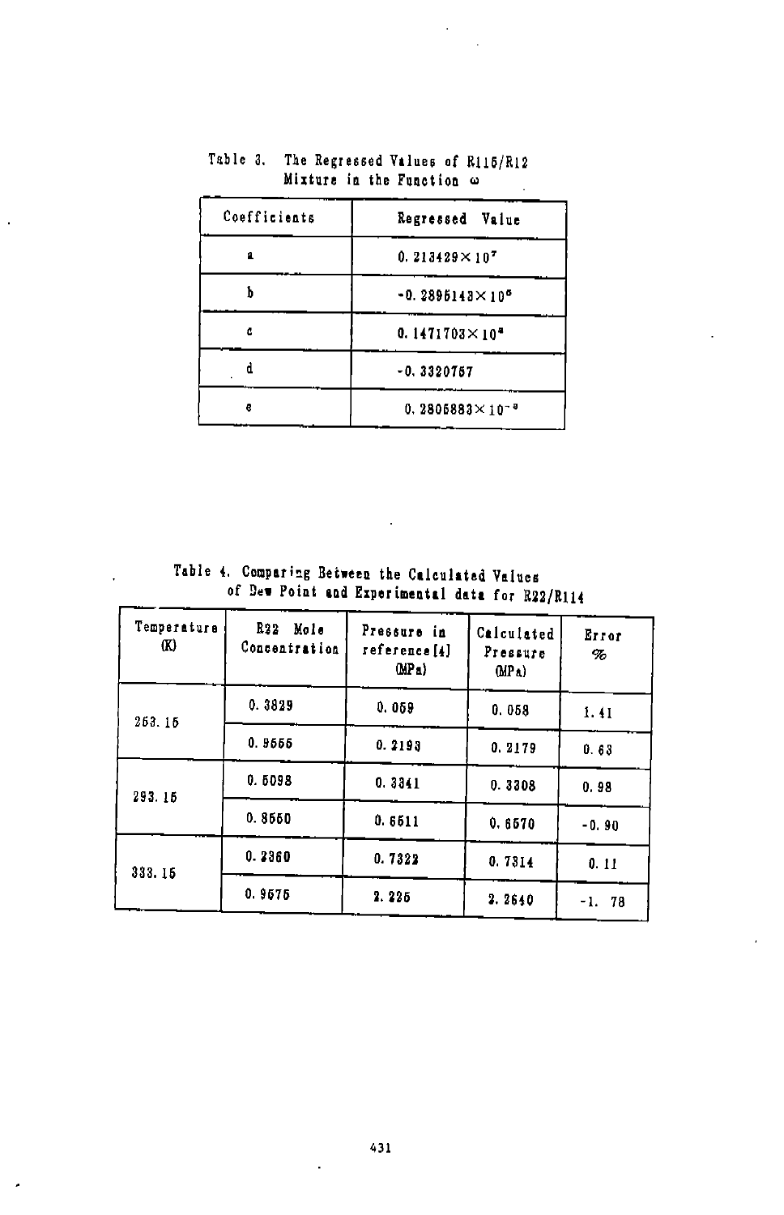Table 3. The Regressed Values of R115/R12 Mixture in the Function $\omega$

| Coefficients | Regressed Value |
|---|---|
| a | $0.213429 \times 10^{7}$ |
| b | $-0.2895143 \times 10^{5}$ |
| c | $0.1471703 \times 10^{3}$ |
| d | $-0.3320757$ |
| e | $0.2805883 \times 10^{-3}$ |

Table 4. Comparing Between the Calculated Values of Dew Point and Experimental data for R22/R114

| Temperature (K) | R22 Mole Concentration | Pressure in reference[4] (MPa) | Calculated Pressure (MPa) | Error % |
|---|---|---|---|---|
| 253.15 | 0.3829 | 0.059 | 0.058 | 1.41 |
| | 0.9555 | 0.2193 | 0.2179 | 0.63 |
| 293.15 | 0.5098 | 0.3341 | 0.3308 | 0.98 |
| | 0.8550 | 0.6511 | 0.6570 | -0.90 |
| 333.15 | 0.2360 | 0.7322 | 0.7314 | 0.11 |
| | 0.9575 | 2.225 | 2.2640 | -1.78 |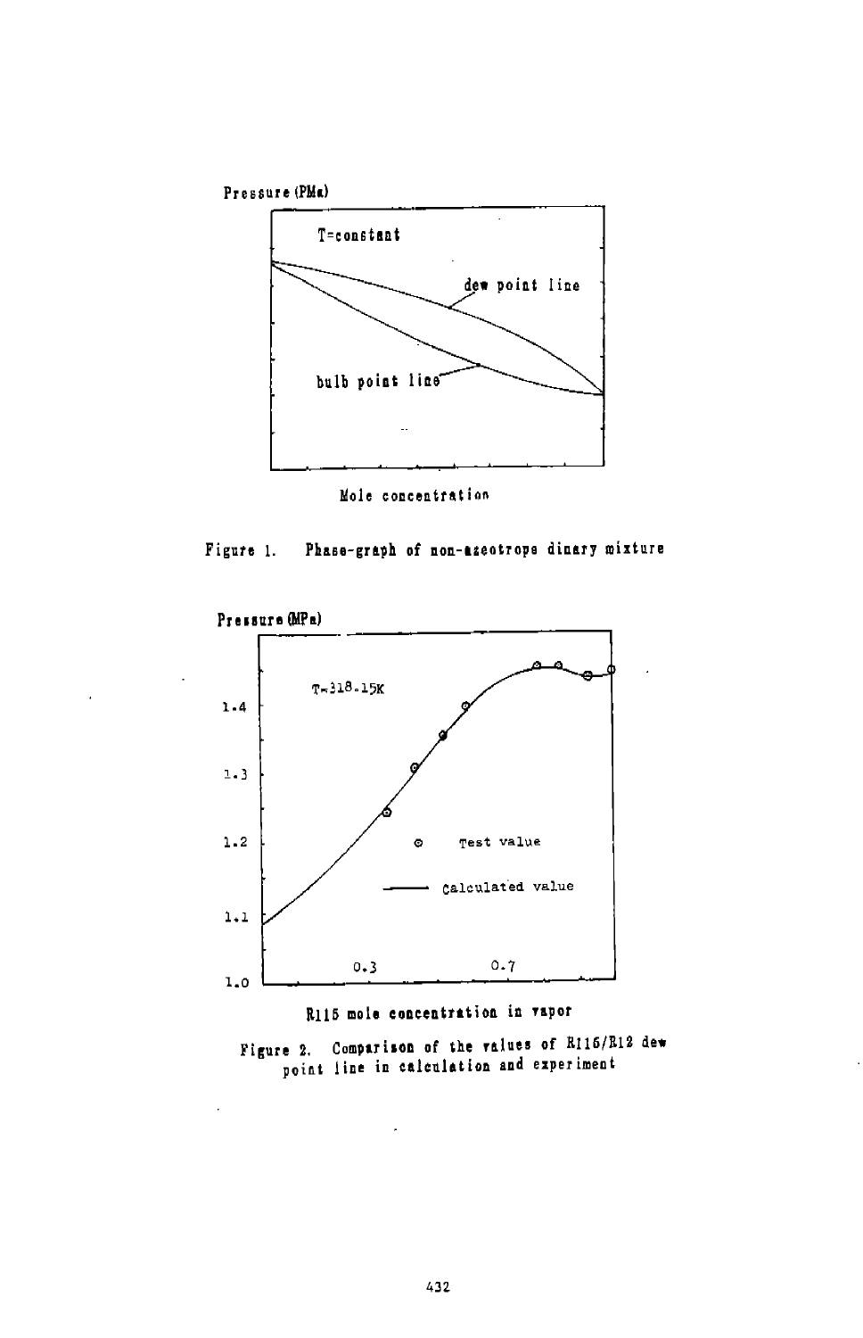Pressure (PMa)

T=constant

dew point line

bulb point line

Mole concentration

Figure 1. Phase-graph of non-azeotrope dinary mixture

Pressure (MPa)

T=318.15K

1.4

1.3

1.2

1.1

1.0

Test value

Calculated value

0.3

0.7

R115 mole concentration in vapor

Figure 2. Comparison of the values of R115/R12 dew point line in calculation and experiment